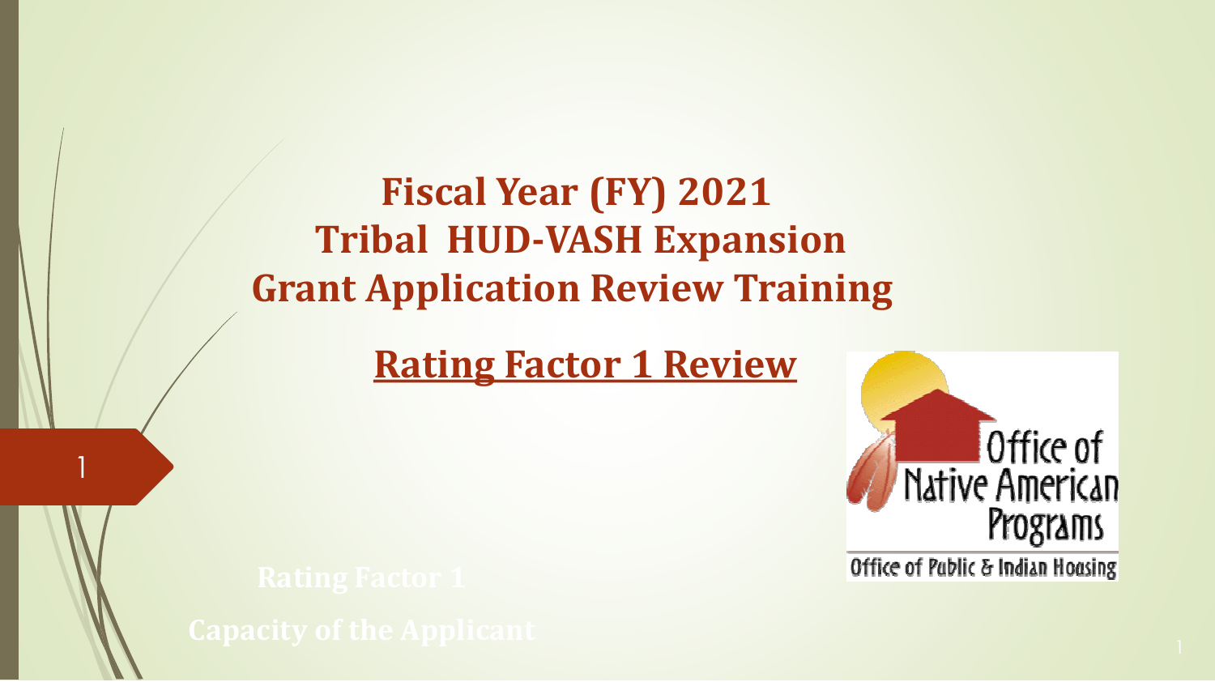# Fiscal Year (FY) 2021 Tribal HUD-VASH Expansion Grant Application Review Training

## Rating Factor 1 Review

Office of Native American Programs

Office of Public & Indian Housing

Rating Factor 1

Capacity of the Applicant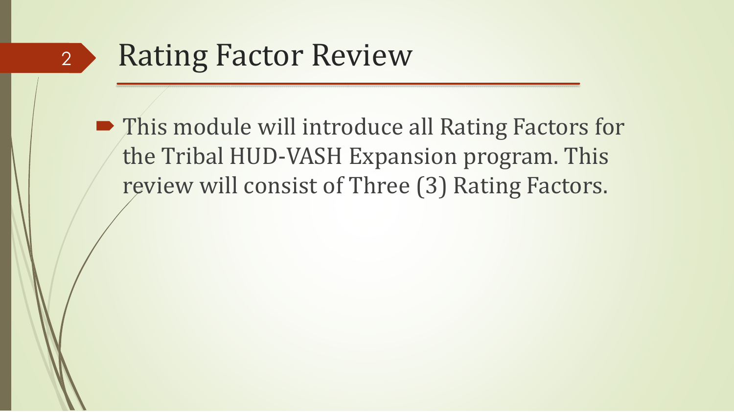# Rating Factor Review

- This module will introduce all Rating Factors for the Tribal HUD-VASH Expansion program. This review will consist of Three (3) Rating Factors.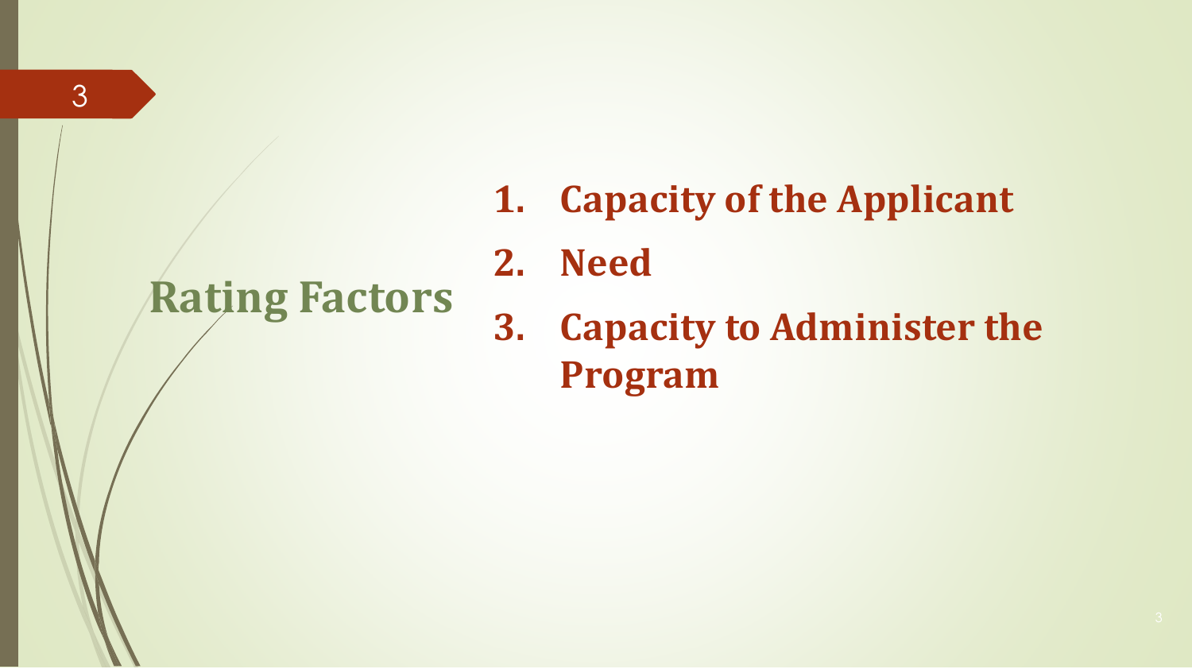## Rating Factors

1. **Capacity of the Applicant**
2. **Need**
3. **Capacity to Administer the Program**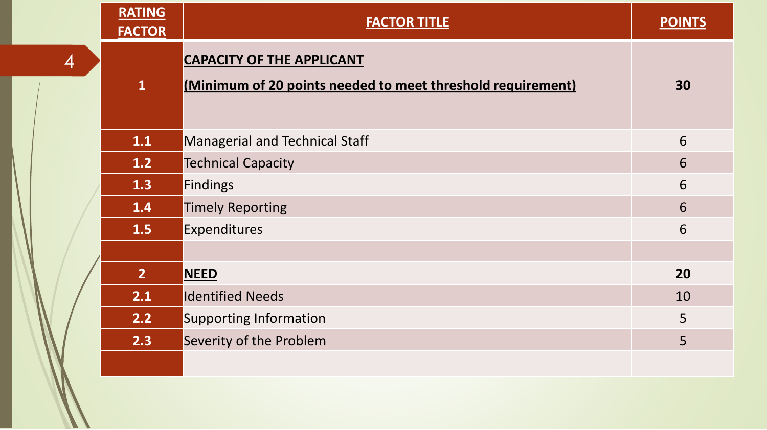| RATING FACTOR | FACTOR TITLE | POINTS |
|---|---|---|
| 1 | **CAPACITY OF THE APPLICANT** **(Minimum of 20 points needed to meet threshold requirement)** | **30** |
| 1.1 | Managerial and Technical Staff | 6 |
| 1.2 | Technical Capacity | 6 |
| 1.3 | Findings | 6 |
| 1.4 | Timely Reporting | 6 |
| 1.5 | Expenditures | 6 |
| | | |
| 2 | **NEED** | **20** |
| 2.1 | Identified Needs | 10 |
| 2.2 | Supporting Information | 5 |
| 2.3 | Severity of the Problem | 5 |
| | | |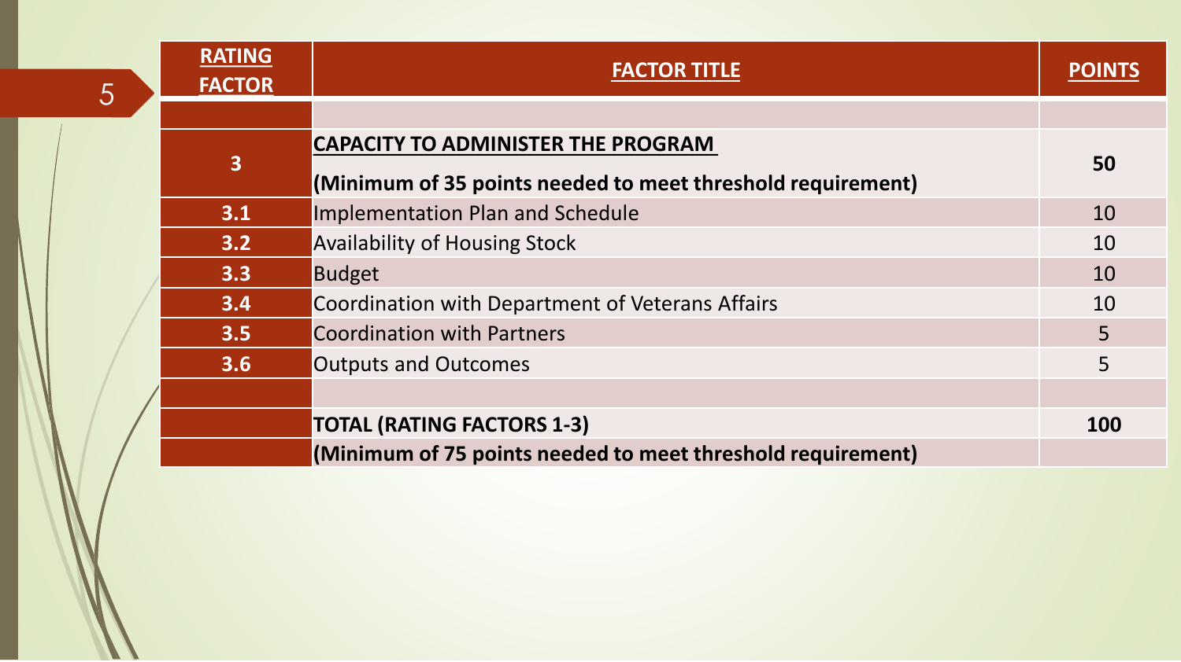| RATING FACTOR | FACTOR TITLE | POINTS |
|---|---|---|
| | | |
| **3** | **CAPACITY TO ADMINISTER THE PROGRAM** **(Minimum of 35 points needed to meet threshold requirement)** | **50** |
| **3.1** | Implementation Plan and Schedule | 10 |
| **3.2** | Availability of Housing Stock | 10 |
| **3.3** | Budget | 10 |
| **3.4** | Coordination with Department of Veterans Affairs | 10 |
| **3.5** | Coordination with Partners | 5 |
| **3.6** | Outputs and Outcomes | 5 |
| | | |
| | **TOTAL (RATING FACTORS 1-3)** | **100** |
| | **(Minimum of 75 points needed to meet threshold requirement)** | |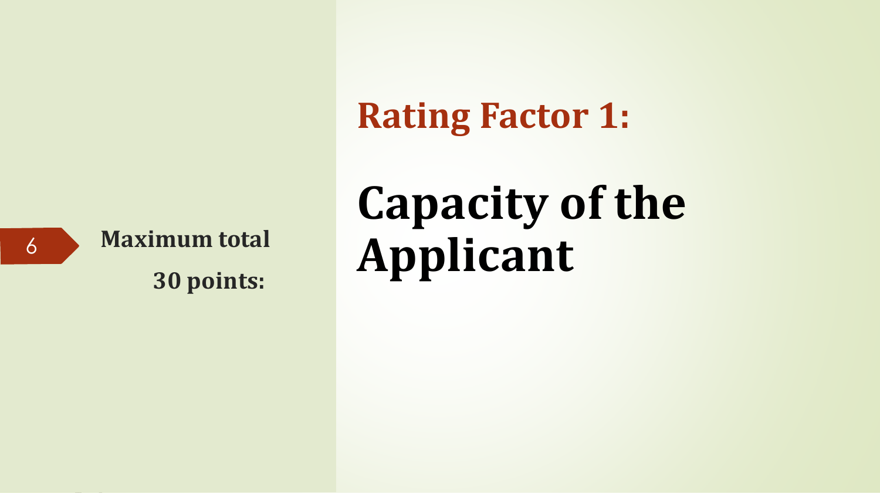# Rating Factor 1:

## Capacity of the Applicant

**Maximum total 30 points:**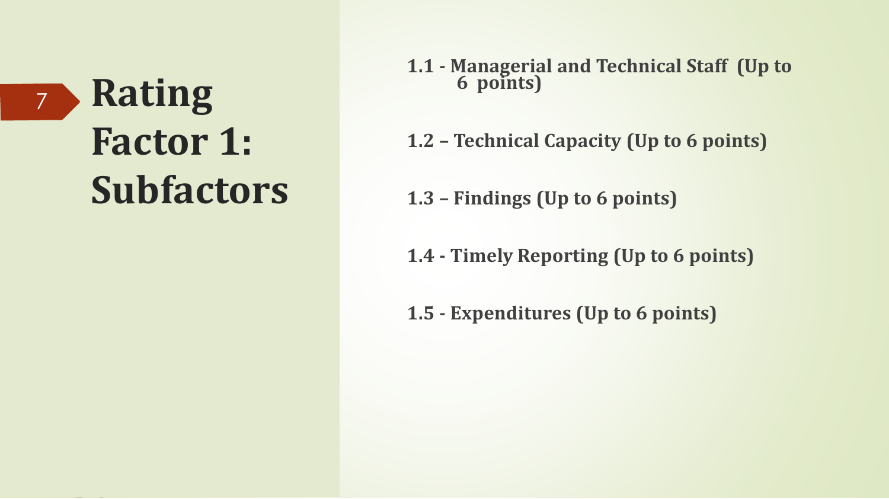# Rating Factor 1: Subfactors

**1.1 - Managerial and Technical Staff (Up to 6 points)**

**1.2 – Technical Capacity (Up to 6 points)**

**1.3 – Findings (Up to 6 points)**

**1.4 - Timely Reporting (Up to 6 points)**

**1.5 - Expenditures (Up to 6 points)**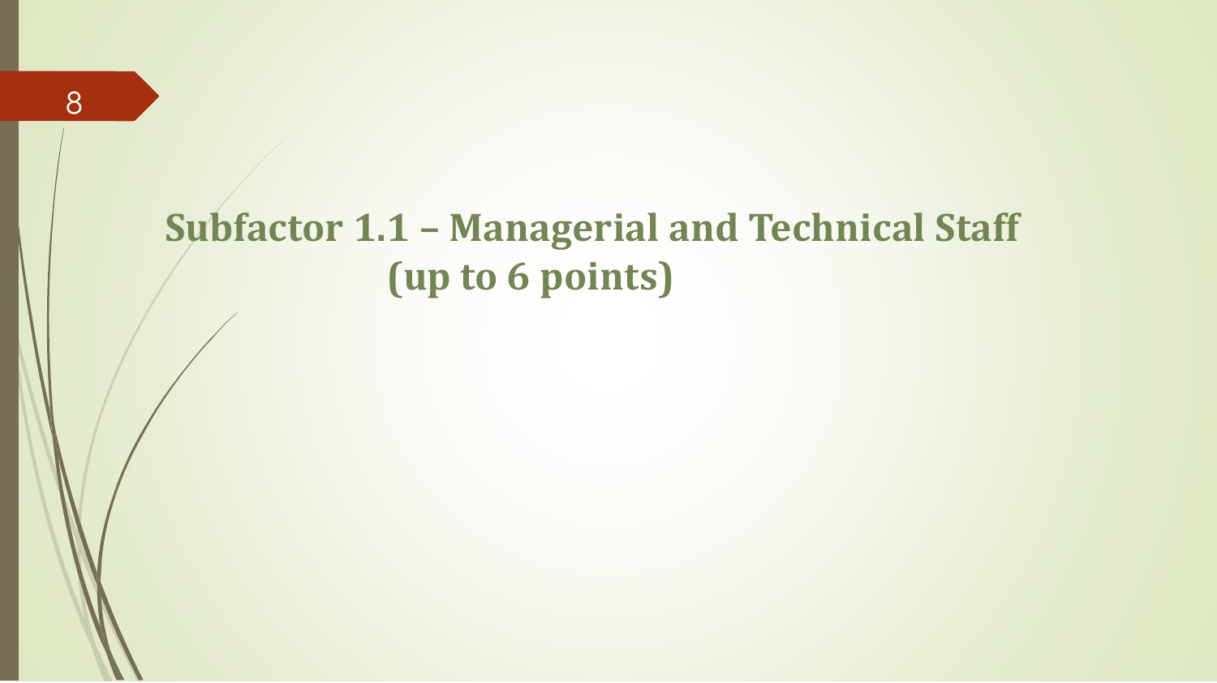# Subfactor 1.1 – Managerial and Technical Staff (up to 6 points)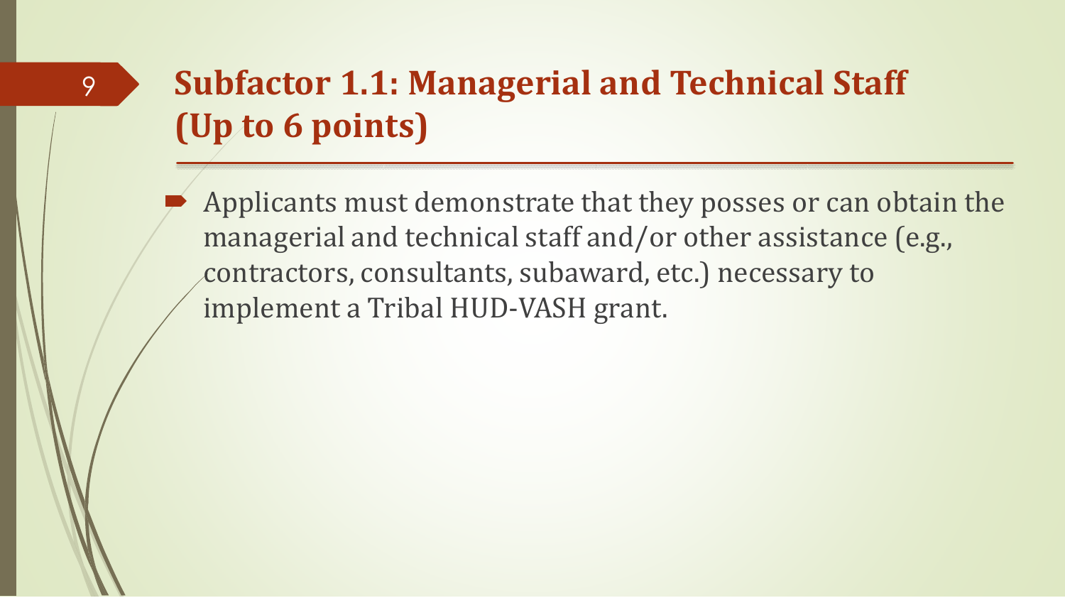# Subfactor 1.1: Managerial and Technical Staff (Up to 6 points)

- Applicants must demonstrate that they posses or can obtain the managerial and technical staff and/or other assistance (e.g., contractors, consultants, subaward, etc.) necessary to implement a Tribal HUD-VASH grant.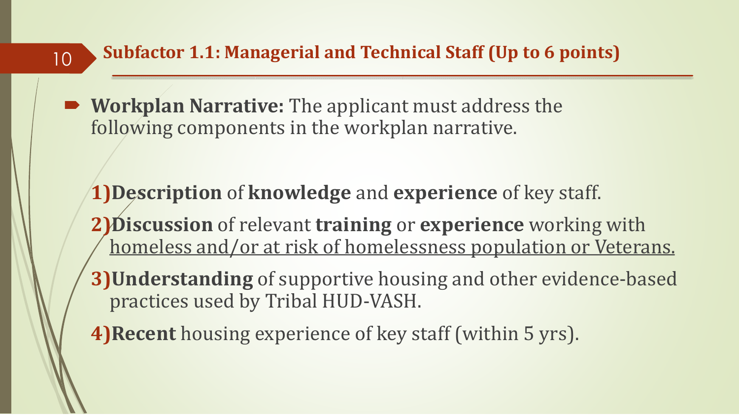## Subfactor 1.1: Managerial and Technical Staff (Up to 6 points)

- **Workplan Narrative:** The applicant must address the following components in the workplan narrative.

  **1)** **Description** of **knowledge** and **experience** of key staff.

  **2)** **Discussion** of relevant **training** or **experience** working with <u>homeless and/or at risk of homelessness population or Veterans.</u>

  **3)** **Understanding** of supportive housing and other evidence-based practices used by Tribal HUD-VASH.

  **4)** **Recent** housing experience of key staff (within 5 yrs).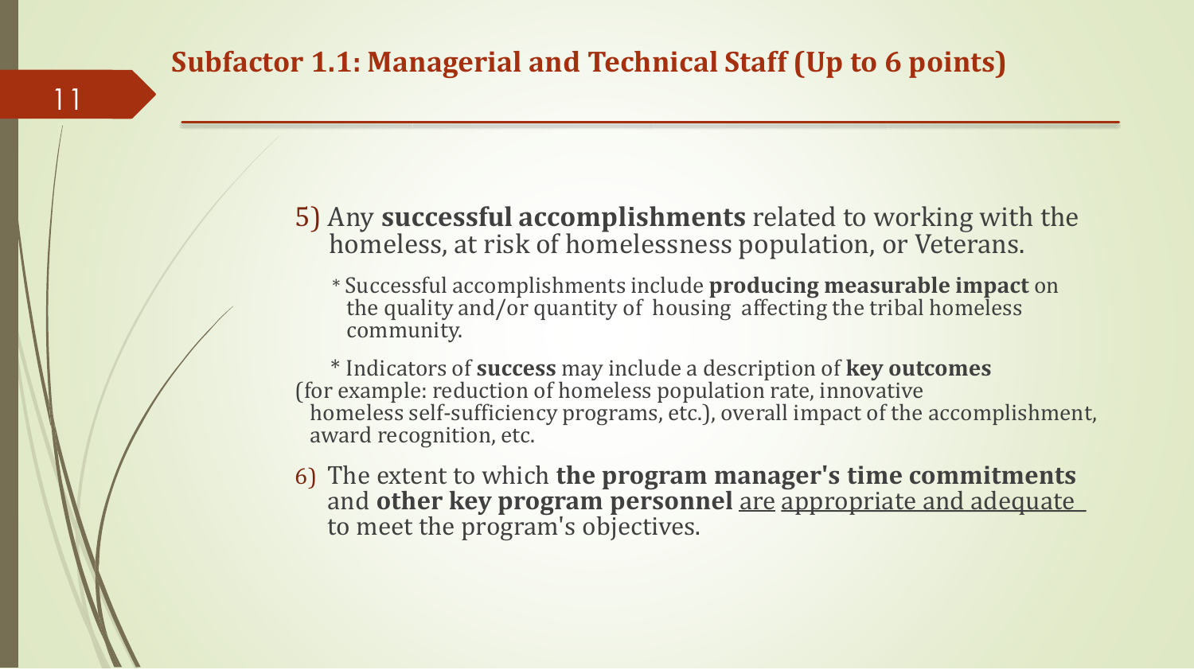## Subfactor 1.1: Managerial and Technical Staff (Up to 6 points)

5) Any **successful accomplishments** related to working with the homeless, at risk of homelessness population, or Veterans.

   * Successful accomplishments include **producing measurable impact** on the quality and/or quantity of housing affecting the tribal homeless community.

   * Indicators of **success** may include a description of **key outcomes** (for example: reduction of homeless population rate, innovative homeless self-sufficiency programs, etc.), overall impact of the accomplishment, award recognition, etc.

6) The extent to which **the program manager's time commitments** and **other key program personnel** <u>are appropriate and adequate</u> to meet the program's objectives.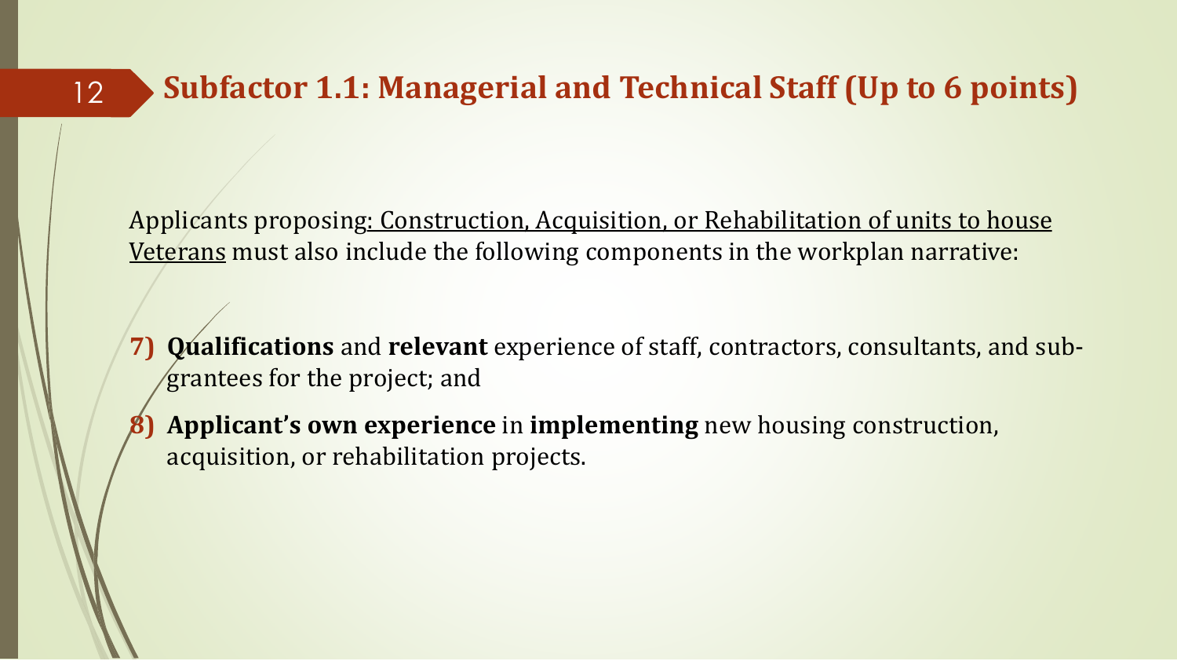## Subfactor 1.1: Managerial and Technical Staff (Up to 6 points)

Applicants proposing: Construction, Acquisition, or Rehabilitation of units to house Veterans must also include the following components in the workplan narrative:

7) **Qualifications** and **relevant** experience of staff, contractors, consultants, and sub-grantees for the project; and
8) **Applicant's own experience** in **implementing** new housing construction, acquisition, or rehabilitation projects.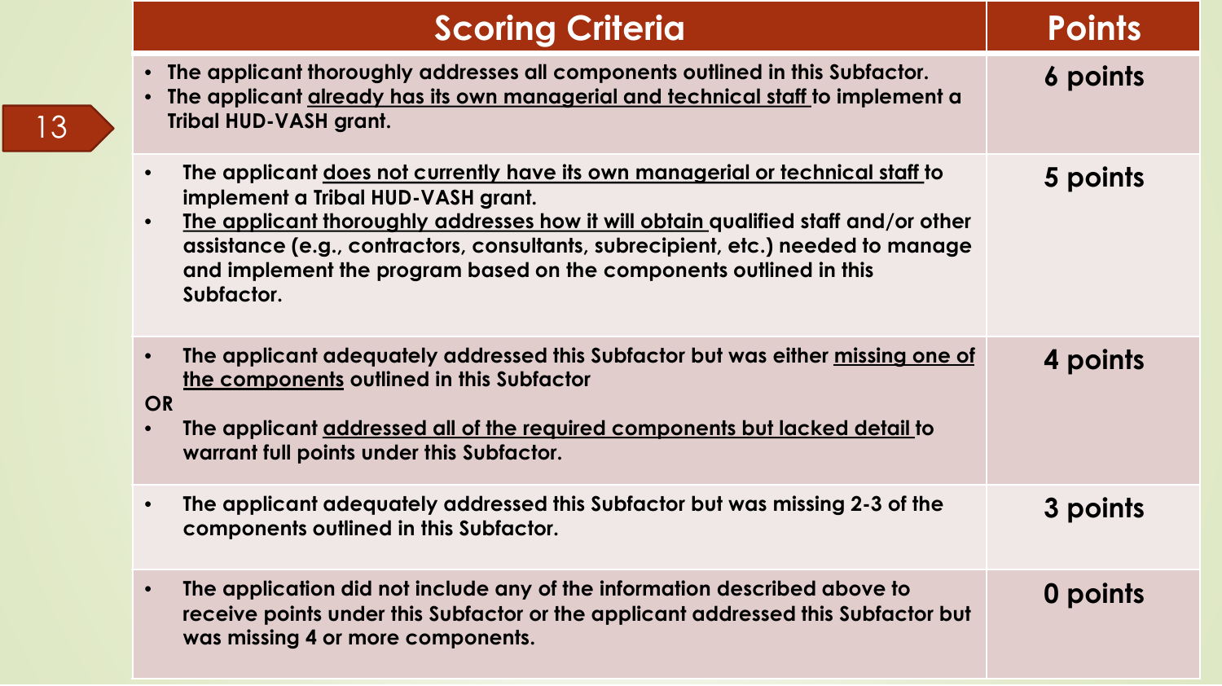| Scoring Criteria | Points |
| --- | --- |
| • The applicant thoroughly addresses all components outlined in this Subfactor.<br>• The applicant already has its own managerial and technical staff to implement a Tribal HUD-VASH grant. | 6 points |
| • The applicant does not currently have its own managerial or technical staff to implement a Tribal HUD-VASH grant.<br>• The applicant thoroughly addresses how it will obtain qualified staff and/or other assistance (e.g., contractors, consultants, subrecipient, etc.) needed to manage and implement the program based on the components outlined in this Subfactor. | 5 points |
| • The applicant adequately addressed this Subfactor but was either missing one of the components outlined in this Subfactor<br>OR<br>• The applicant addressed all of the required components but lacked detail to warrant full points under this Subfactor. | 4 points |
| • The applicant adequately addressed this Subfactor but was missing 2-3 of the components outlined in this Subfactor. | 3 points |
| • The application did not include any of the information described above to receive points under this Subfactor or the applicant addressed this Subfactor but was missing 4 or more components. | 0 points |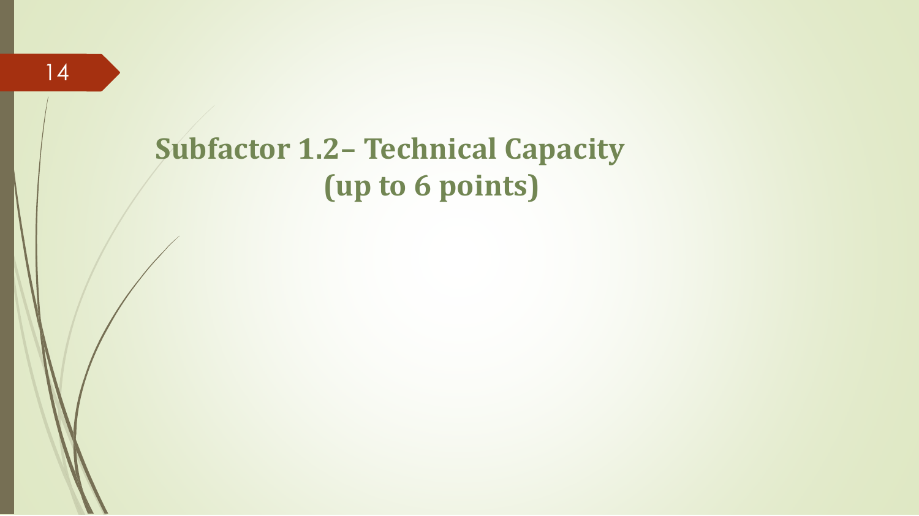# Subfactor 1.2– Technical Capacity (up to 6 points)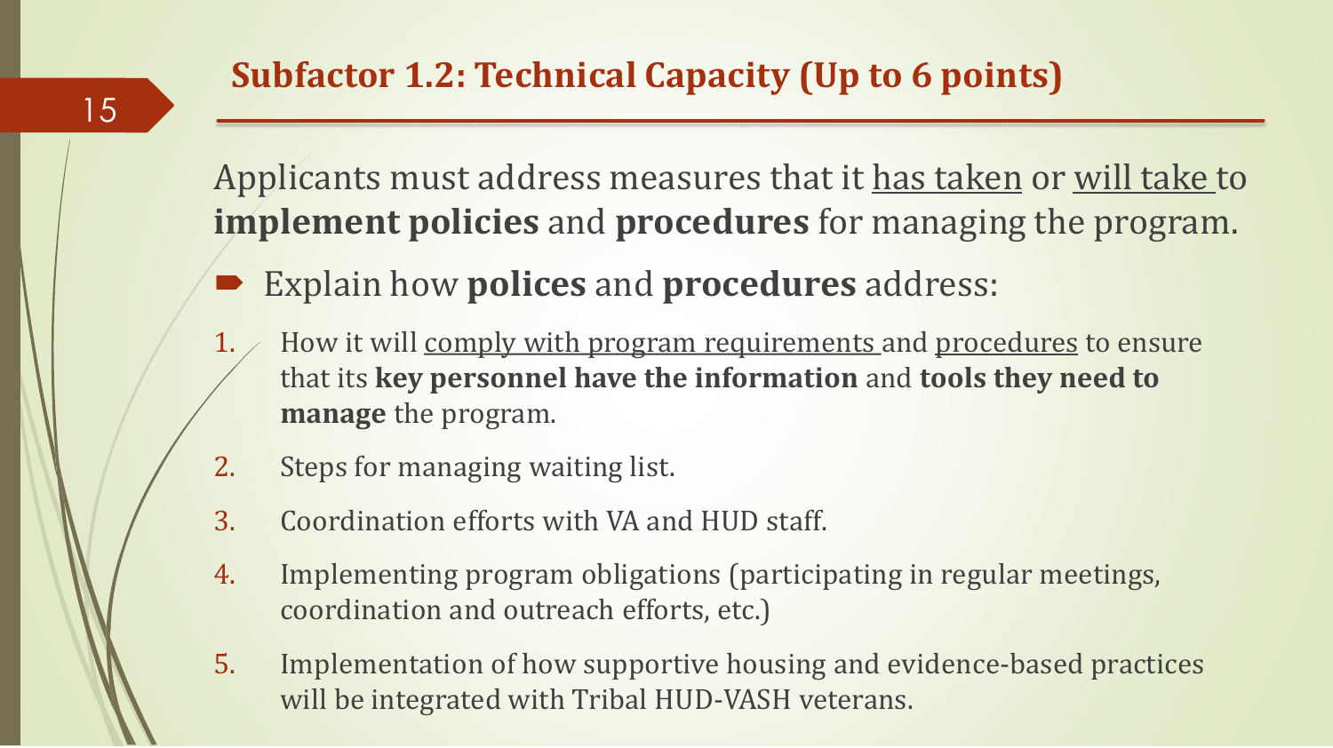## Subfactor 1.2: Technical Capacity (Up to 6 points)

Applicants must address measures that it has taken or will take to **implement policies** and **procedures** for managing the program.

- Explain how **polices** and **procedures** address:

1. How it will comply with program requirements and procedures to ensure that its **key personnel have the information** and **tools they need to manage** the program.
2. Steps for managing waiting list.
3. Coordination efforts with VA and HUD staff.
4. Implementing program obligations (participating in regular meetings, coordination and outreach efforts, etc.)
5. Implementation of how supportive housing and evidence-based practices will be integrated with Tribal HUD-VASH veterans.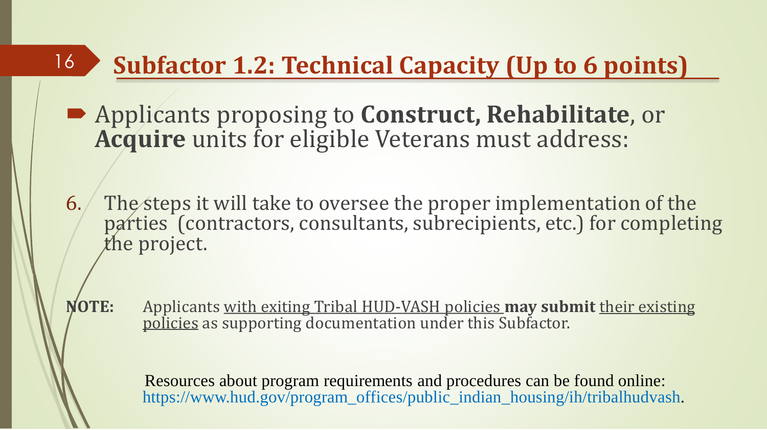# Subfactor 1.2: Technical Capacity (Up to 6 points)

- Applicants proposing to **Construct, Rehabilitate**, or **Acquire** units for eligible Veterans must address:

6. The steps it will take to oversee the proper implementation of the parties (contractors, consultants, subrecipients, etc.) for completing the project.

**NOTE:** Applicants with exiting Tribal HUD-VASH policies **may submit** their existing policies as supporting documentation under this Subfactor.

Resources about program requirements and procedures can be found online: https://www.hud.gov/program_offices/public_indian_housing/ih/tribalhudvash.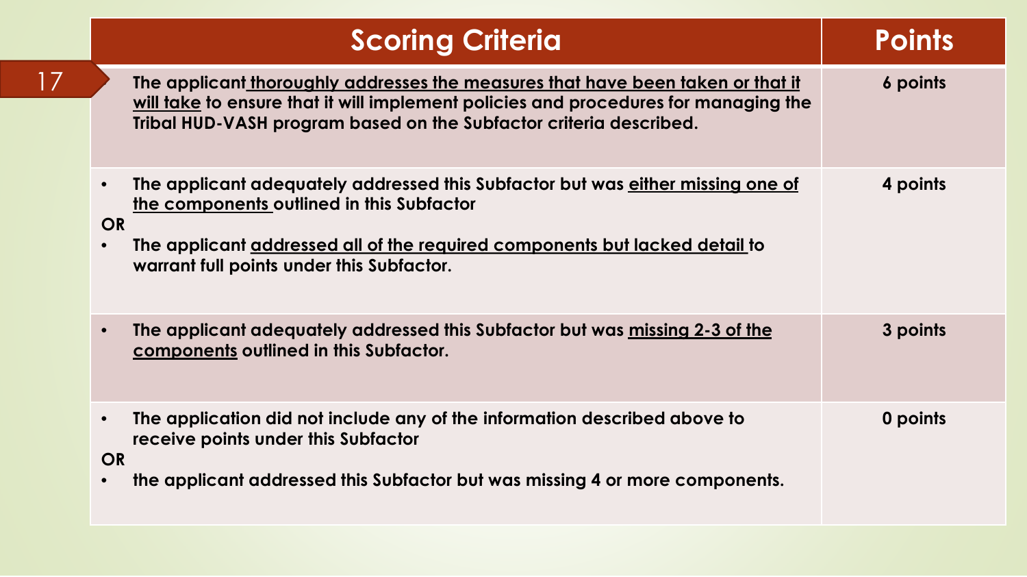| Scoring Criteria | Points |
|---|---|
| The applicant <u>thoroughly addresses the measures that have been taken or that it will take</u> to ensure that it will implement policies and procedures for managing the Tribal HUD-VASH program based on the Subfactor criteria described. | 6 points |
| • The applicant adequately addressed this Subfactor but was <u>either missing one of the components</u> outlined in this Subfactor<br>**OR**<br>• The applicant <u>addressed all of the required components but lacked detail</u> to warrant full points under this Subfactor. | 4 points |
| • The applicant adequately addressed this Subfactor but was <u>missing 2-3 of the components</u> outlined in this Subfactor. | 3 points |
| • The application did not include any of the information described above to receive points under this Subfactor<br>**OR**<br>• the applicant addressed this Subfactor but was missing 4 or more components. | 0 points |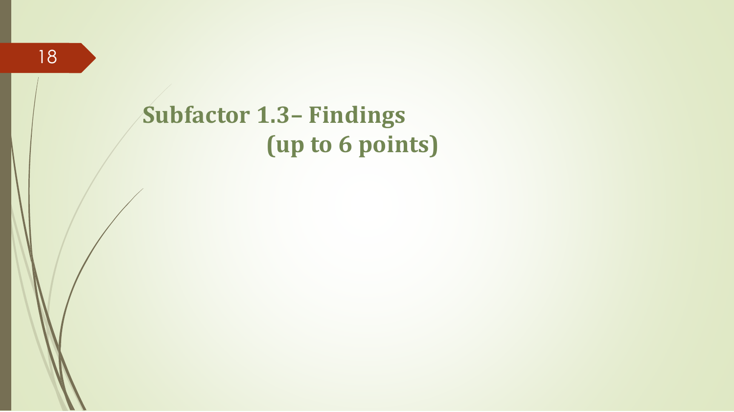# Subfactor 1.3– Findings (up to 6 points)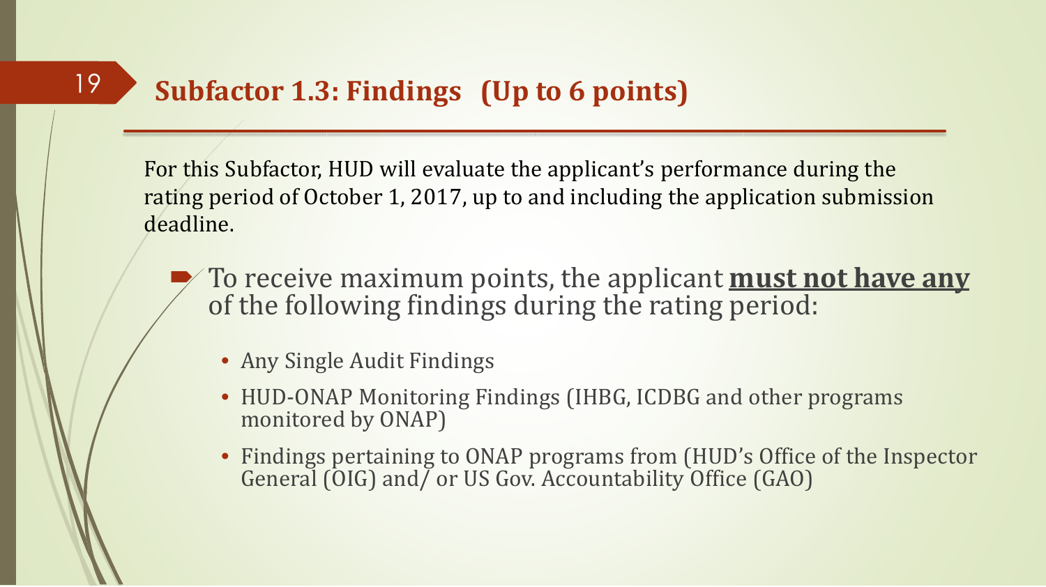## Subfactor 1.3: Findings (Up to 6 points)

For this Subfactor, HUD will evaluate the applicant's performance during the rating period of October 1, 2017, up to and including the application submission deadline.

- To receive maximum points, the applicant **must not have any** of the following findings during the rating period:
  - Any Single Audit Findings
  - HUD-ONAP Monitoring Findings (IHBG, ICDBG and other programs monitored by ONAP)
  - Findings pertaining to ONAP programs from (HUD's Office of the Inspector General (OIG) and/ or US Gov. Accountability Office (GAO)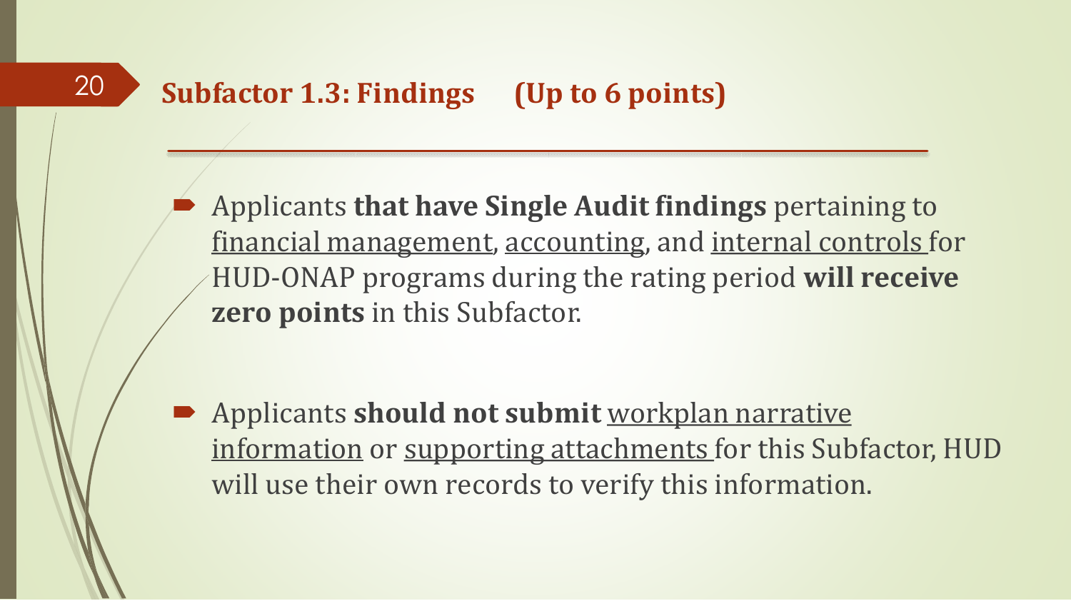## Subfactor 1.3: Findings (Up to 6 points)

- Applicants **that have Single Audit findings** pertaining to <u>financial management</u>, <u>accounting</u>, and <u>internal controls</u> for HUD-ONAP programs during the rating period **will receive zero points** in this Subfactor.

- Applicants **should not submit** <u>workplan narrative information</u> or <u>supporting attachments</u> for this Subfactor, HUD will use their own records to verify this information.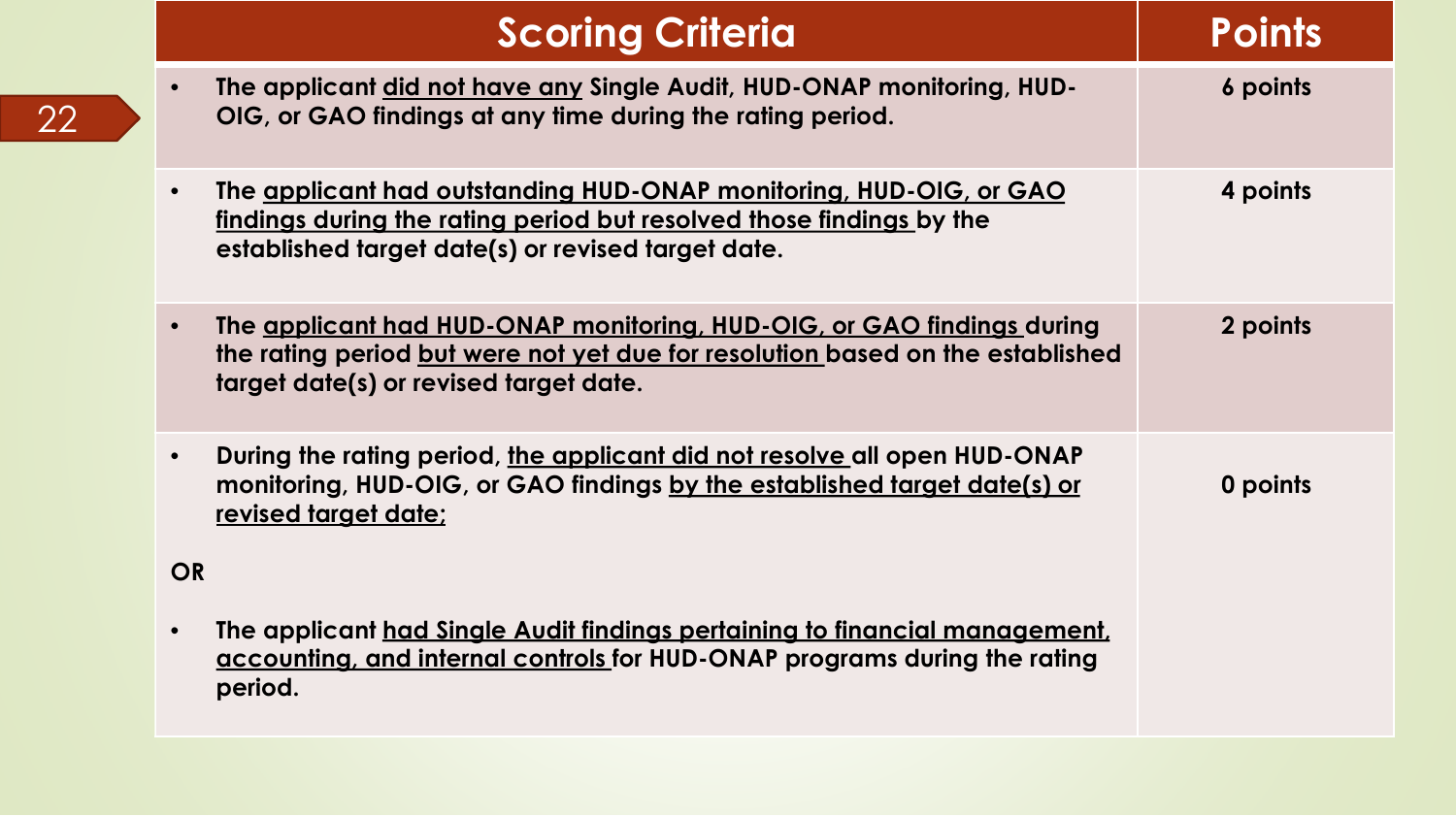| Scoring Criteria | Points |
|---|---|
| • **The applicant <u>did not have any</u> Single Audit, HUD-ONAP monitoring, HUD-OIG, or GAO findings at any time during the rating period.** | **6 points** |
| • **The <u>applicant had outstanding HUD-ONAP monitoring, HUD-OIG, or GAO findings during the rating period but resolved those findings</u> by the established target date(s) or revised target date.** | **4 points** |
| • **The <u>applicant had HUD-ONAP monitoring, HUD-OIG, or GAO findings</u> during the rating period <u>but were not yet due for resolution</u> based on the established target date(s) or revised target date.** | **2 points** |
| • **During the rating period, <u>the applicant did not resolve</u> all open HUD-ONAP monitoring, HUD-OIG, or GAO findings <u>by the established target date(s) or revised target date;</u>** <br><br> **OR** <br><br> • **The applicant <u>had Single Audit findings pertaining to financial management, accounting, and internal controls</u> for HUD-ONAP programs during the rating period.** | **0 points** |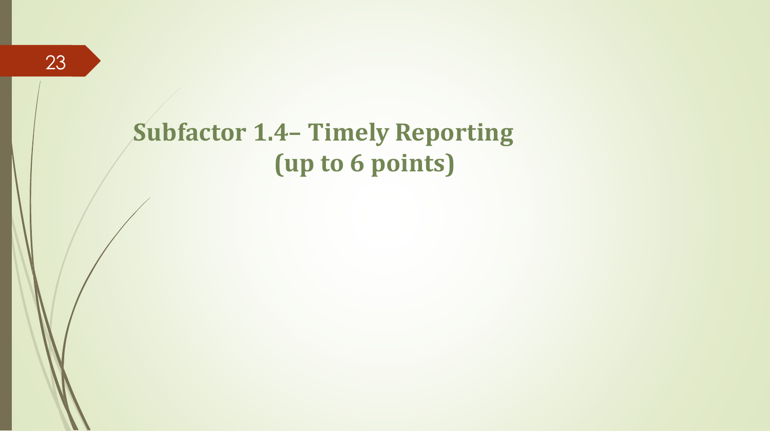# Subfactor 1.4– Timely Reporting (up to 6 points)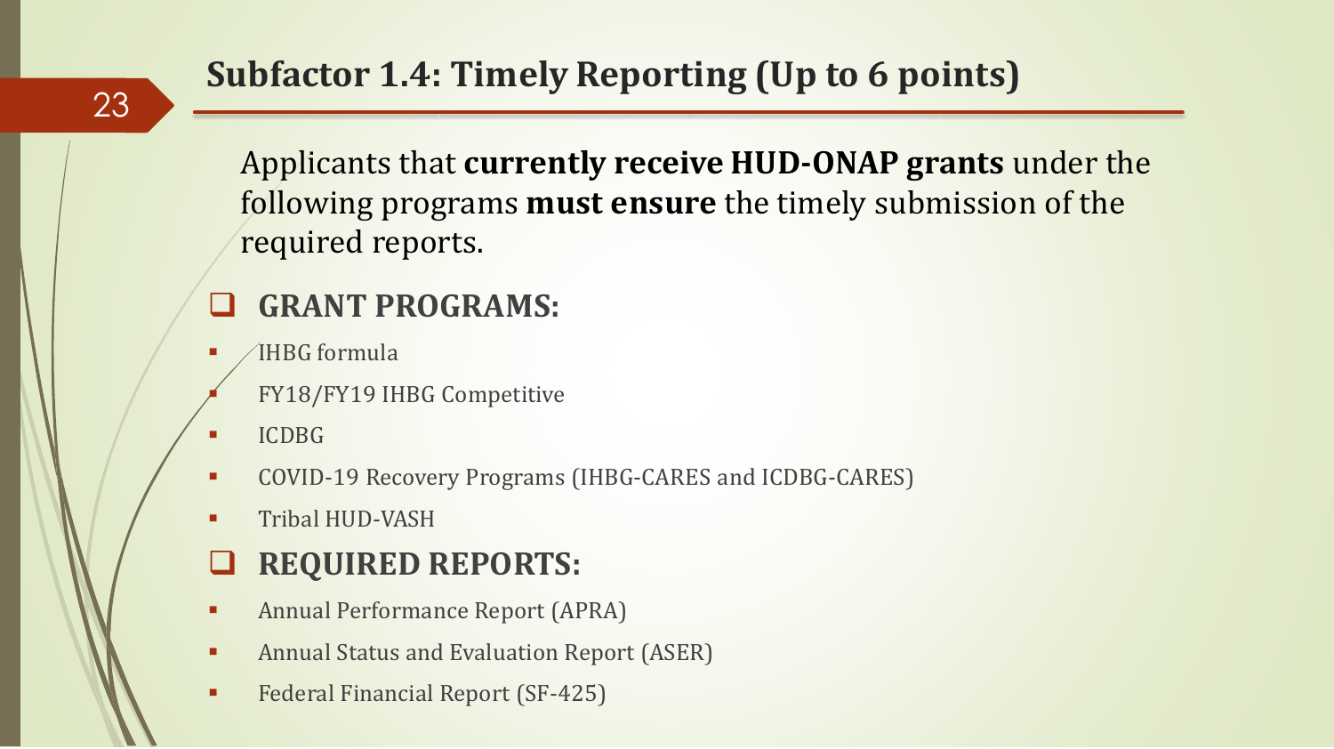# Subfactor 1.4: Timely Reporting (Up to 6 points)

Applicants that **currently receive HUD-ONAP grants** under the following programs **must ensure** the timely submission of the required reports.

## GRANT PROGRAMS:

- IHBG formula
- FY18/FY19 IHBG Competitive
- ICDBG
- COVID-19 Recovery Programs (IHBG-CARES and ICDBG-CARES)
- Tribal HUD-VASH

## REQUIRED REPORTS:

- Annual Performance Report (APRA)
- Annual Status and Evaluation Report (ASER)
- Federal Financial Report (SF-425)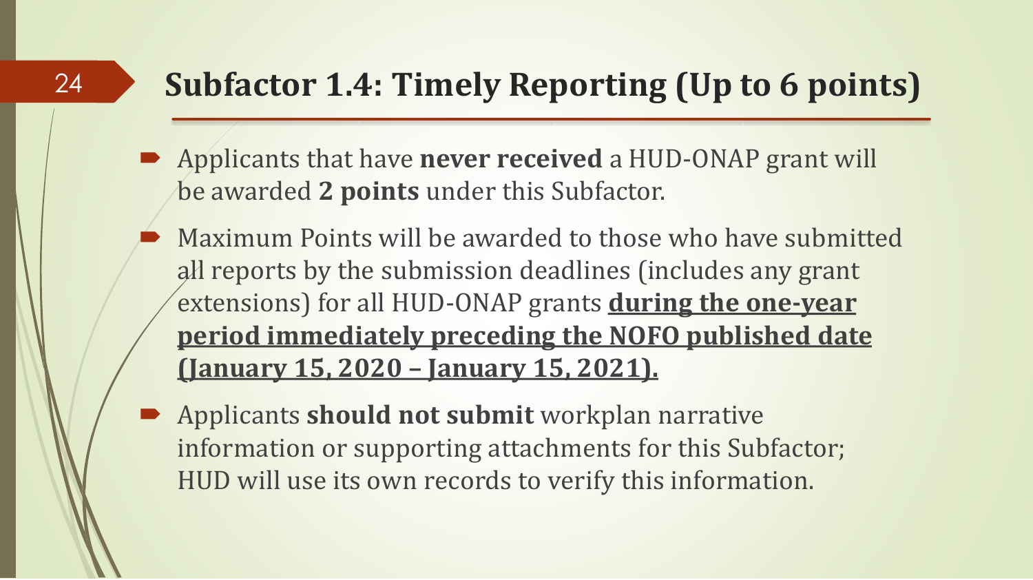# Subfactor 1.4: Timely Reporting (Up to 6 points)

- Applicants that have **never received** a HUD-ONAP grant will be awarded **2 points** under this Subfactor.
- Maximum Points will be awarded to those who have submitted all reports by the submission deadlines (includes any grant extensions) for all HUD-ONAP grants **<u>during the one-year period immediately preceding the NOFO published date (January 15, 2020 – January 15, 2021).</u>**
- Applicants **should not submit** workplan narrative information or supporting attachments for this Subfactor; HUD will use its own records to verify this information.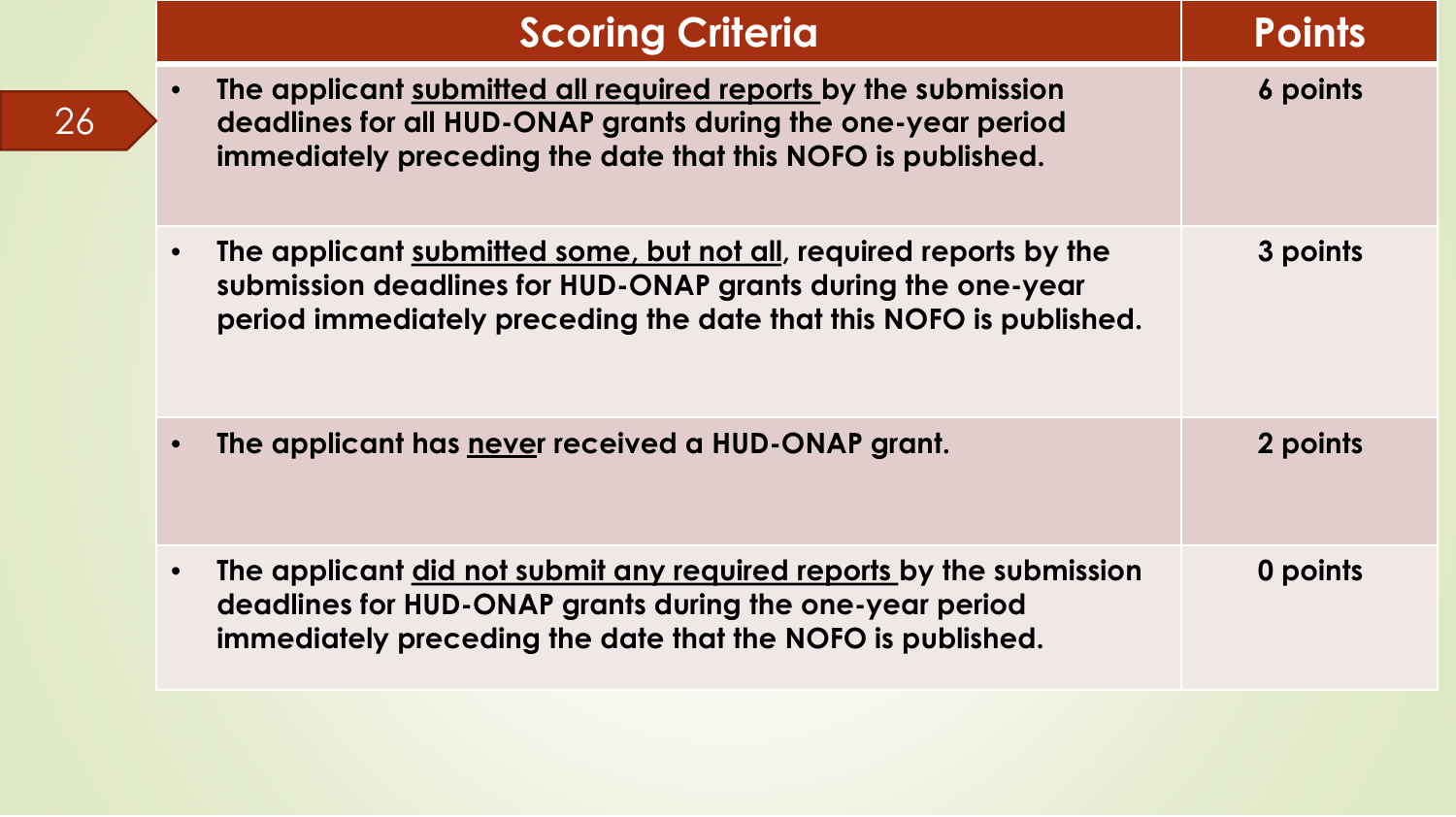| Scoring Criteria | Points |
| --- | --- |
| • The applicant submitted all required reports by the submission deadlines for all HUD-ONAP grants during the one-year period immediately preceding the date that this NOFO is published. | 6 points |
| • The applicant submitted some, but not all, required reports by the submission deadlines for HUD-ONAP grants during the one-year period immediately preceding the date that this NOFO is published. | 3 points |
| • The applicant has never received a HUD-ONAP grant. | 2 points |
| • The applicant did not submit any required reports by the submission deadlines for HUD-ONAP grants during the one-year period immediately preceding the date that the NOFO is published. | 0 points |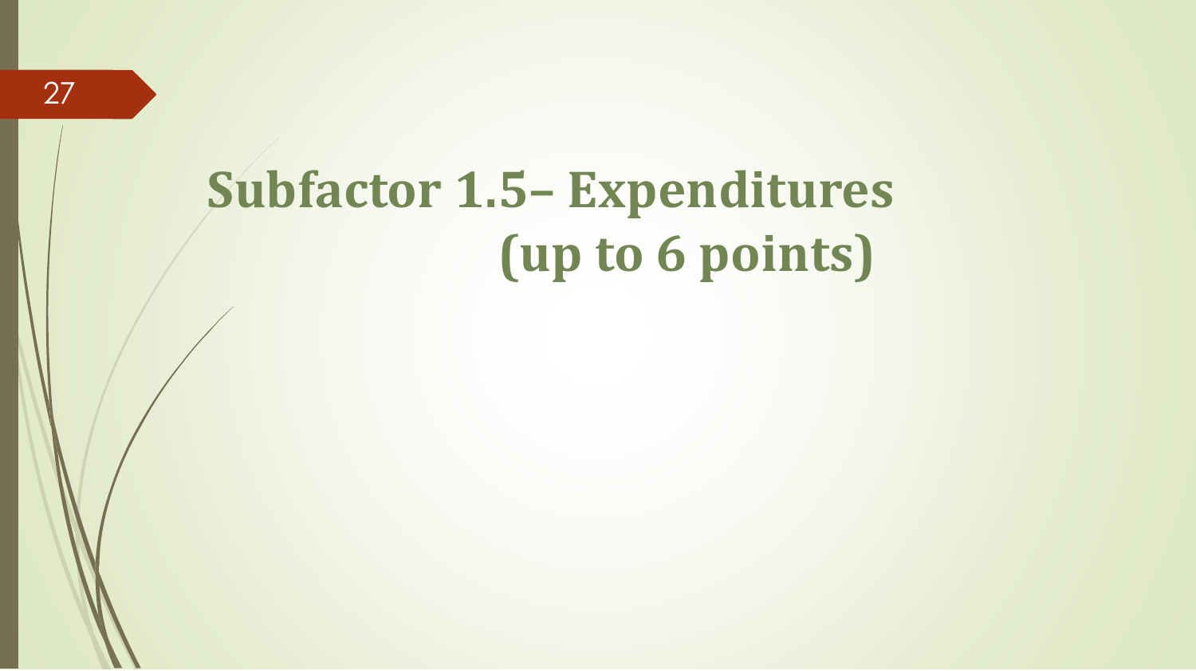# Subfactor 1.5– Expenditures (up to 6 points)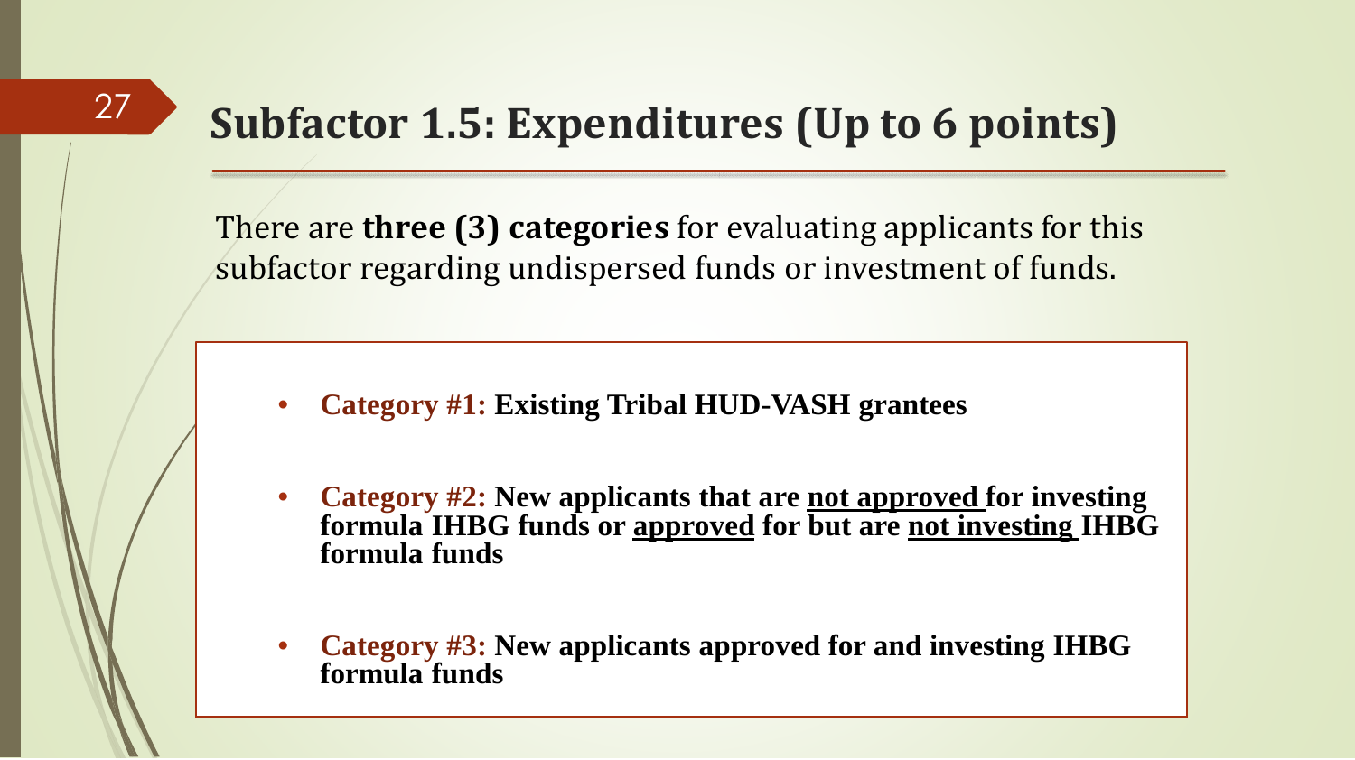## Subfactor 1.5: Expenditures (Up to 6 points)

There are **three (3) categories** for evaluating applicants for this subfactor regarding undispersed funds or investment of funds.

- **Category #1: Existing Tribal HUD-VASH grantees**
- **Category #2: New applicants that are <u>not approved</u> for investing formula IHBG funds or <u>approved</u> for but are <u>not investing</u> IHBG formula funds**
- **Category #3: New applicants approved for and investing IHBG formula funds**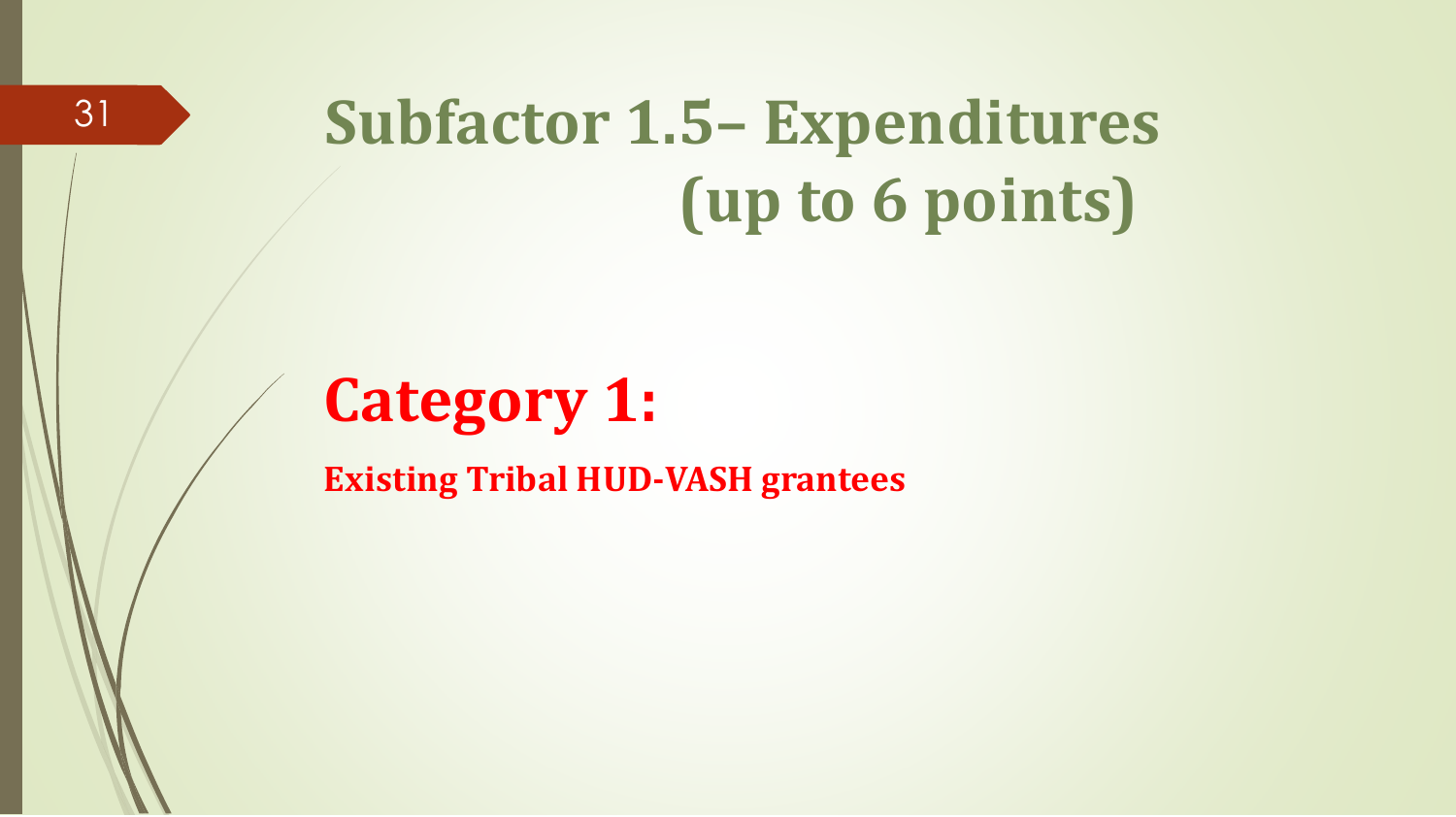# Subfactor 1.5– Expenditures (up to 6 points)

## Category 1:

**Existing Tribal HUD-VASH grantees**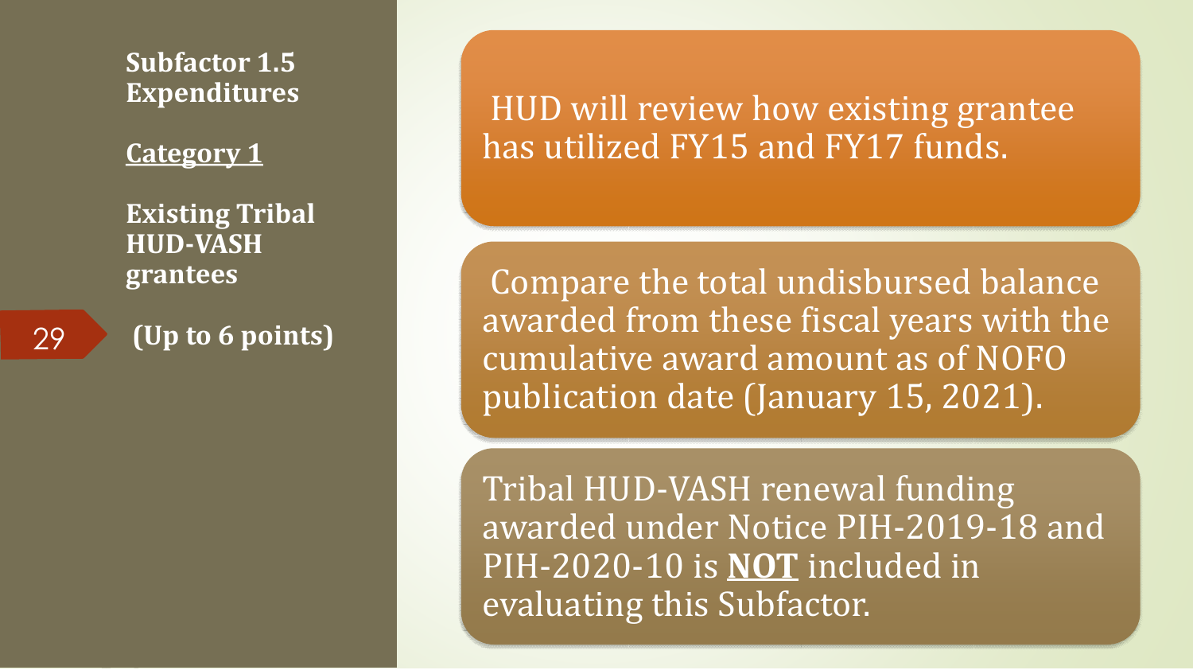## Subfactor 1.5 Expenditures

**<u>Category 1</u>**

**Existing Tribal HUD-VASH grantees**

**(Up to 6 points)**

HUD will review how existing grantee has utilized FY15 and FY17 funds.

Compare the total undisbursed balance awarded from these fiscal years with the cumulative award amount as of NOFO publication date (January 15, 2021).

Tribal HUD-VASH renewal funding awarded under Notice PIH-2019-18 and PIH-2020-10 is **<u>NOT</u>** included in evaluating this Subfactor.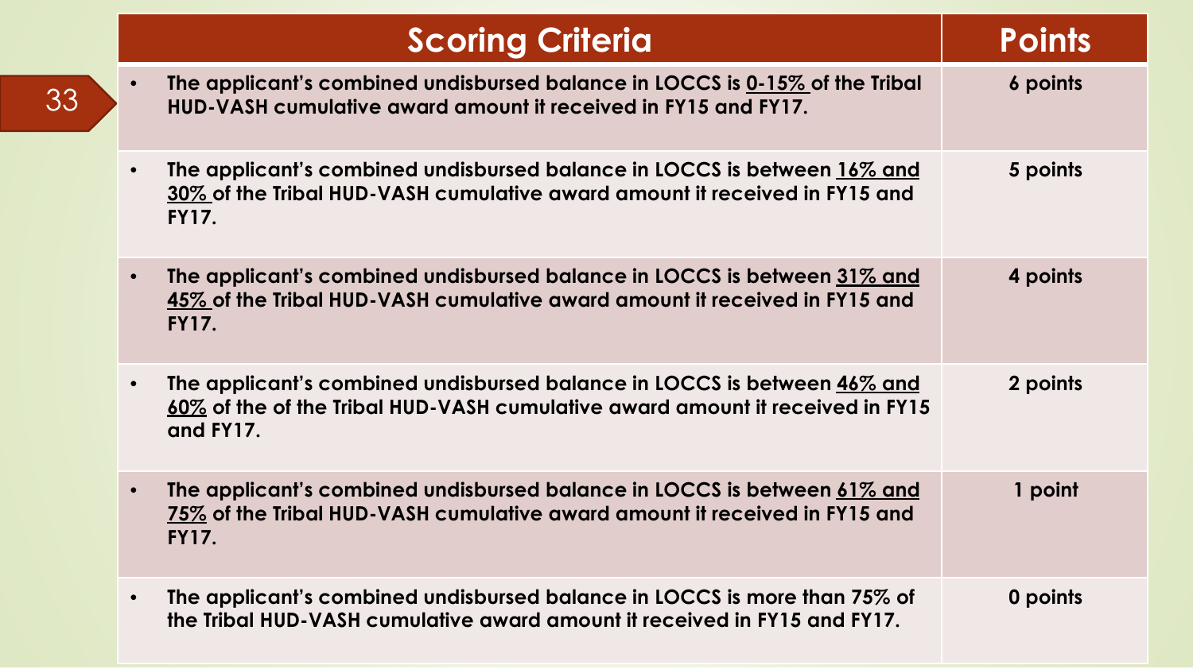| Scoring Criteria | Points |
| --- | --- |
| • The applicant's combined undisbursed balance in LOCCS is 0-15% of the Tribal HUD-VASH cumulative award amount it received in FY15 and FY17. | 6 points |
| • The applicant's combined undisbursed balance in LOCCS is between 16% and 30% of the Tribal HUD-VASH cumulative award amount it received in FY15 and FY17. | 5 points |
| • The applicant's combined undisbursed balance in LOCCS is between 31% and 45% of the Tribal HUD-VASH cumulative award amount it received in FY15 and FY17. | 4 points |
| • The applicant's combined undisbursed balance in LOCCS is between 46% and 60% of the of the Tribal HUD-VASH cumulative award amount it received in FY15 and FY17. | 2 points |
| • The applicant's combined undisbursed balance in LOCCS is between 61% and 75% of the Tribal HUD-VASH cumulative award amount it received in FY15 and FY17. | 1 point |
| • The applicant's combined undisbursed balance in LOCCS is more than 75% of the Tribal HUD-VASH cumulative award amount it received in FY15 and FY17. | 0 points |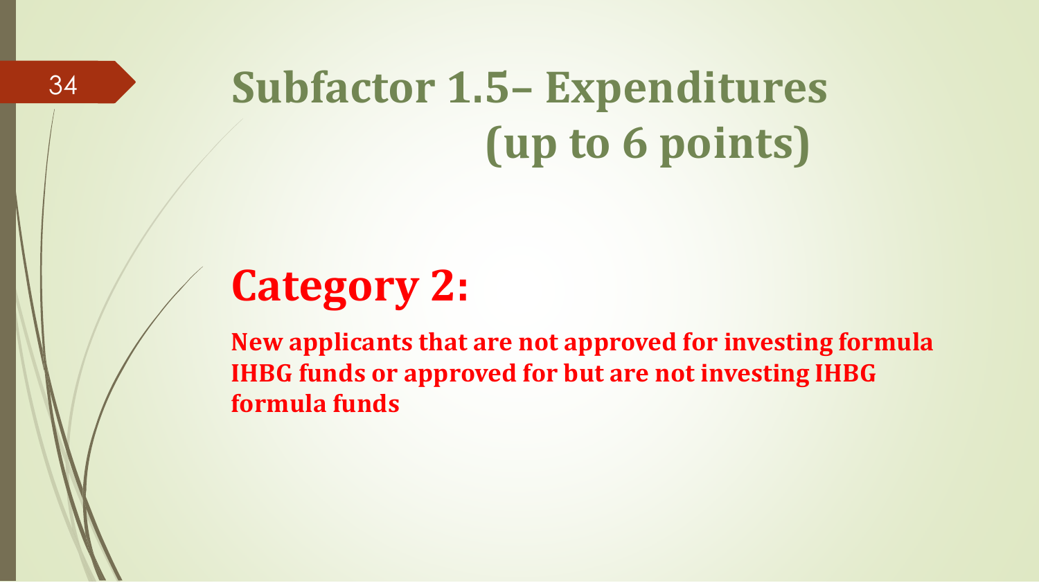# Subfactor 1.5– Expenditures (up to 6 points)

## Category 2:

**New applicants that are not approved for investing formula IHBG funds or approved for but are not investing IHBG formula funds**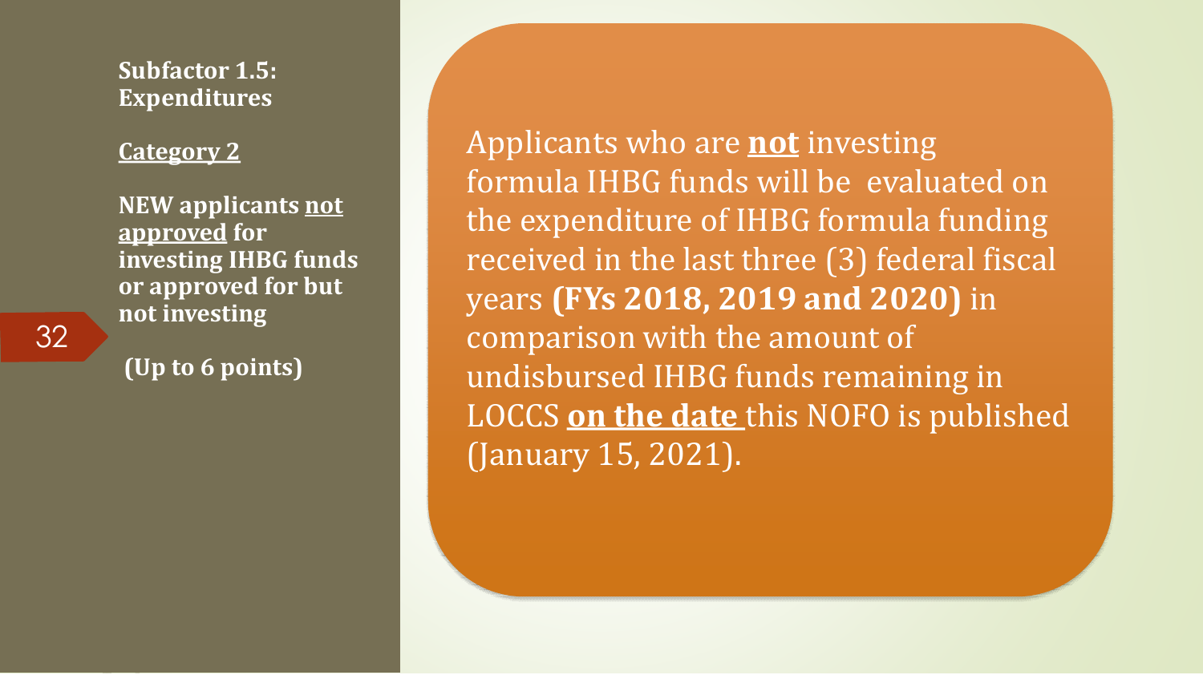**Subfactor 1.5: Expenditures**

**Category 2**

**NEW applicants not approved for investing IHBG funds or approved for but not investing**

**(Up to 6 points)**

Applicants who are **not** investing formula IHBG funds will be evaluated on the expenditure of IHBG formula funding received in the last three (3) federal fiscal years **(FYs 2018, 2019 and 2020)** in comparison with the amount of undisbursed IHBG funds remaining in LOCCS **on the date** this NOFO is published (January 15, 2021).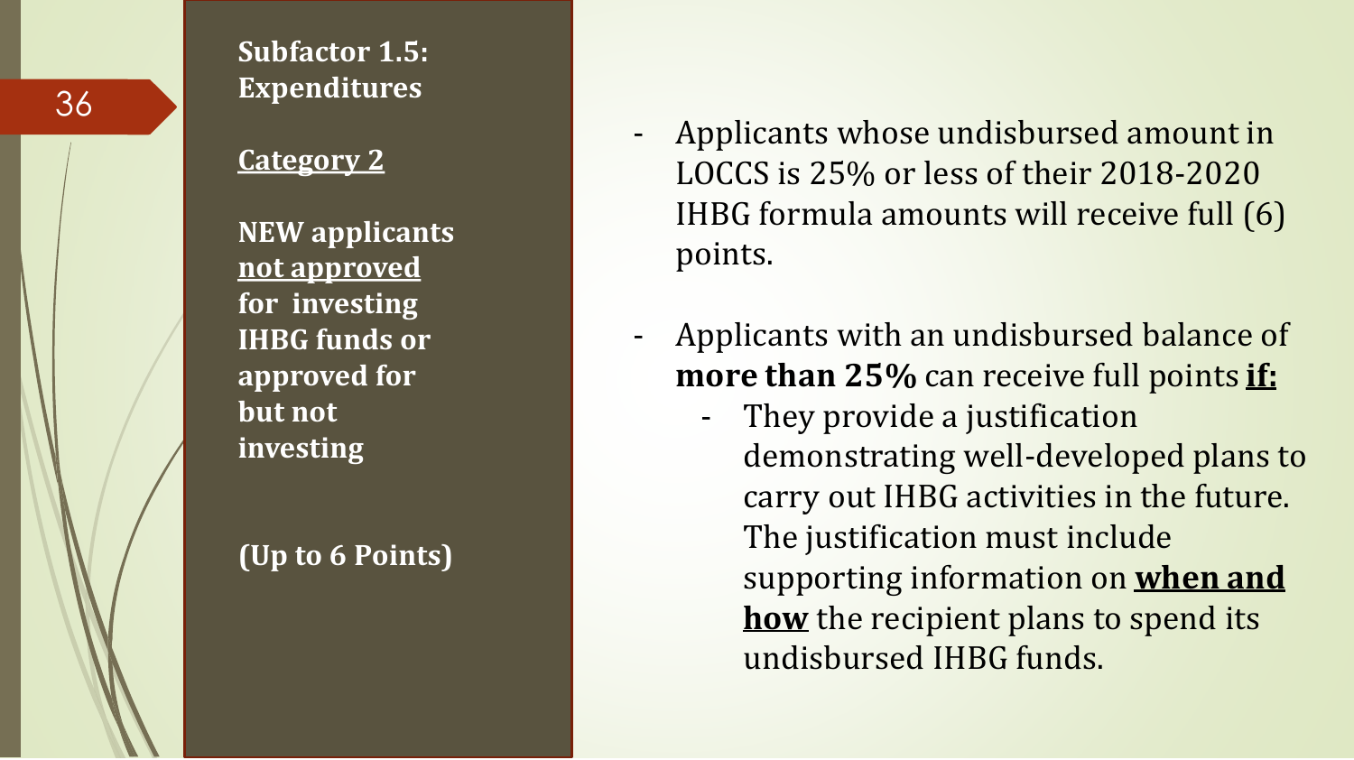## Subfactor 1.5: Expenditures

**Category 2**

**NEW applicants not approved for investing IHBG funds or approved for but not investing**

**(Up to 6 Points)**

- Applicants whose undisbursed amount in LOCCS is 25% or less of their 2018-2020 IHBG formula amounts will receive full (6) points.
- Applicants with an undisbursed balance of **more than 25%** can receive full points **if:**
  - They provide a justification demonstrating well-developed plans to carry out IHBG activities in the future. The justification must include supporting information on **when and how** the recipient plans to spend its undisbursed IHBG funds.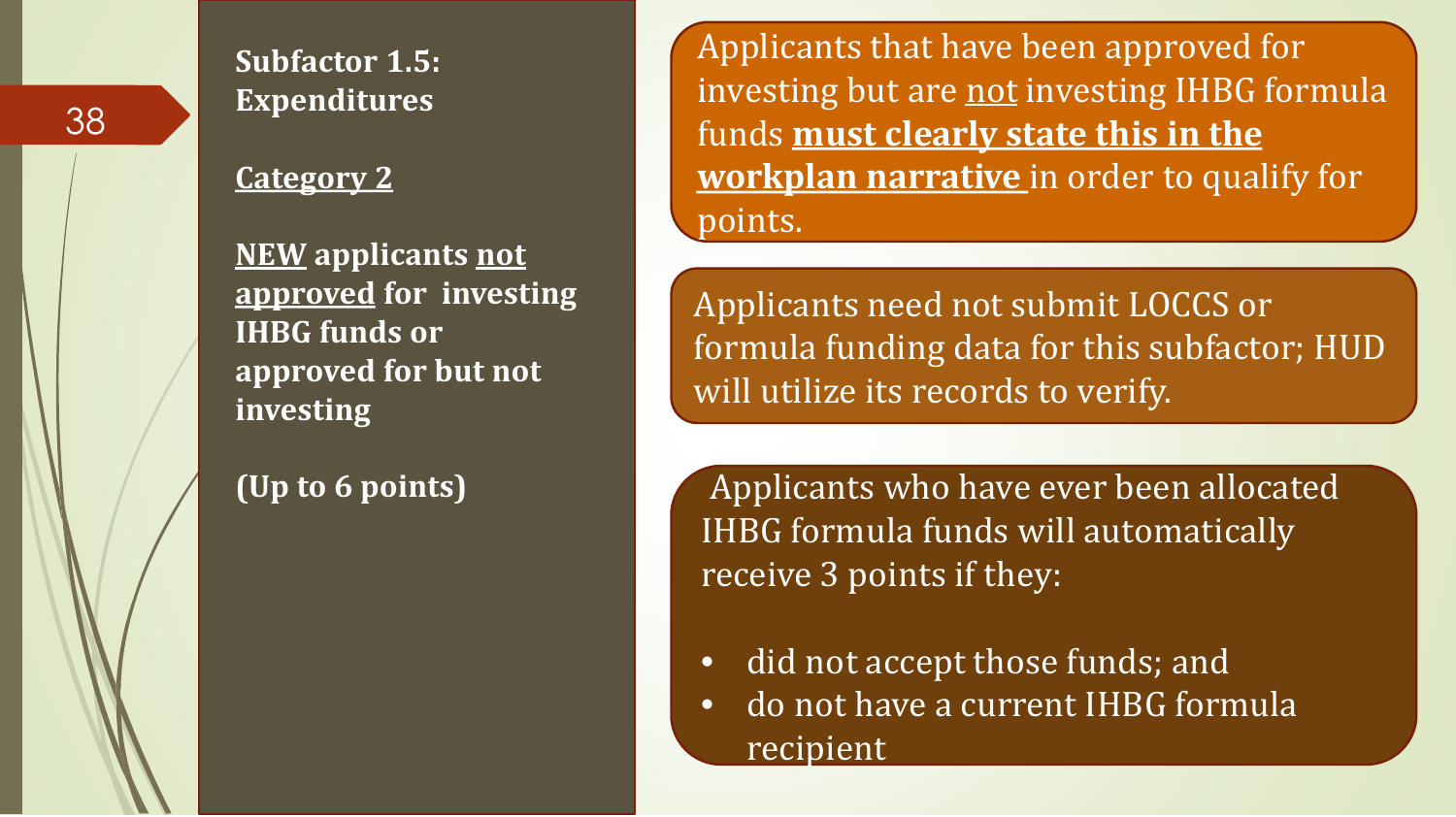**Subfactor 1.5: Expenditures**

**Category 2**

**NEW applicants not approved for investing IHBG funds or approved for but not investing**

**(Up to 6 points)**

Applicants that have been approved for investing but are not investing IHBG formula funds **must clearly state this in the workplan narrative** in order to qualify for points.

Applicants need not submit LOCCS or formula funding data for this subfactor; HUD will utilize its records to verify.

Applicants who have ever been allocated IHBG formula funds will automatically receive 3 points if they:

- did not accept those funds; and
- do not have a current IHBG formula recipient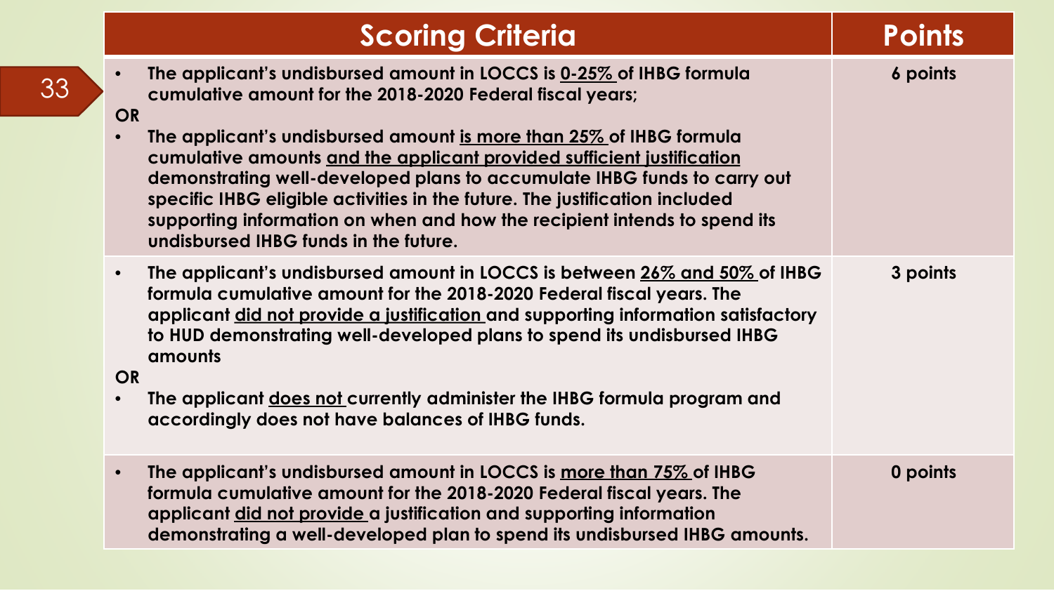| Scoring Criteria | Points |
|---|---|
| • The applicant's undisbursed amount in LOCCS is <u>0-25%</u> of IHBG formula cumulative amount for the 2018-2020 Federal fiscal years;<br>**OR**<br>• The applicant's undisbursed amount <u>is more than 25%</u> of IHBG formula cumulative amounts <u>and the applicant provided sufficient justification</u> demonstrating well-developed plans to accumulate IHBG funds to carry out specific IHBG eligible activities in the future. The justification included supporting information on when and how the recipient intends to spend its undisbursed IHBG funds in the future. | 6 points |
| • The applicant's undisbursed amount in LOCCS is between <u>26% and 50%</u> of IHBG formula cumulative amount for the 2018-2020 Federal fiscal years. The applicant <u>did not provide a justification</u> and supporting information satisfactory to HUD demonstrating well-developed plans to spend its undisbursed IHBG amounts<br>**OR**<br>• The applicant <u>does not</u> currently administer the IHBG formula program and accordingly does not have balances of IHBG funds. | 3 points |
| • The applicant's undisbursed amount in LOCCS is <u>more than 75%</u> of IHBG formula cumulative amount for the 2018-2020 Federal fiscal years. The applicant <u>did not provide</u> a justification and supporting information demonstrating a well-developed plan to spend its undisbursed IHBG amounts. | 0 points |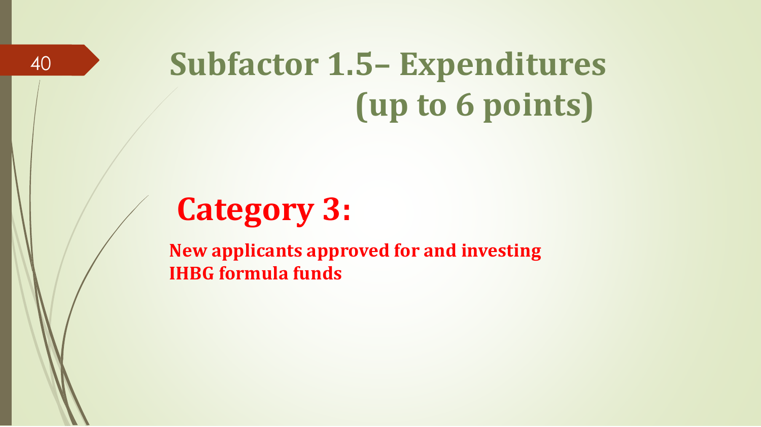# Subfactor 1.5– Expenditures (up to 6 points)

## Category 3:

**New applicants approved for and investing IHBG formula funds**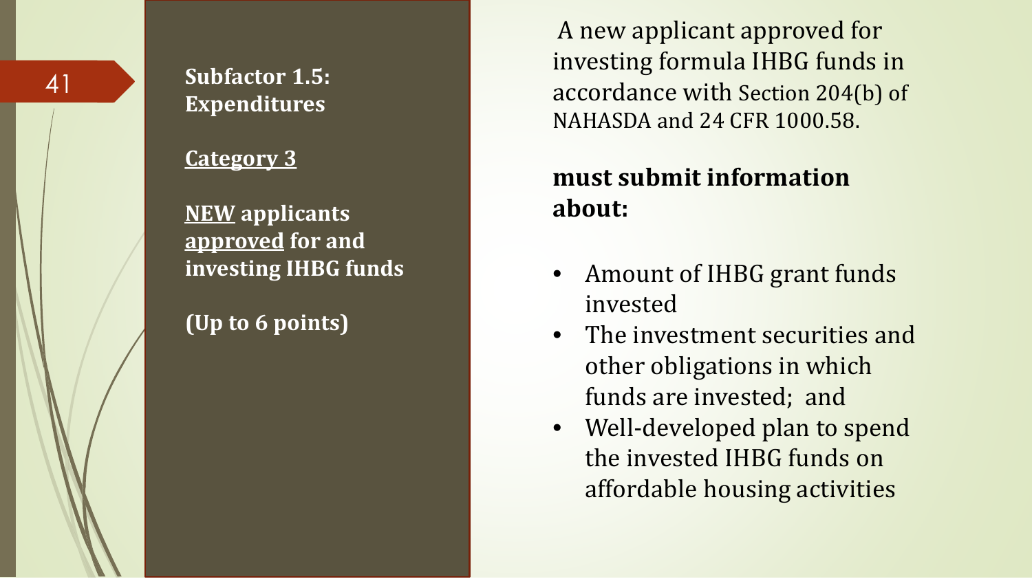## Subfactor 1.5: Expenditures

**Category 3**

**NEW applicants approved for and investing IHBG funds**

**(Up to 6 points)**

A new applicant approved for investing formula IHBG funds in accordance with Section 204(b) of NAHASDA and 24 CFR 1000.58.

**must submit information about:**

- Amount of IHBG grant funds invested
- The investment securities and other obligations in which funds are invested; and
- Well-developed plan to spend the invested IHBG funds on affordable housing activities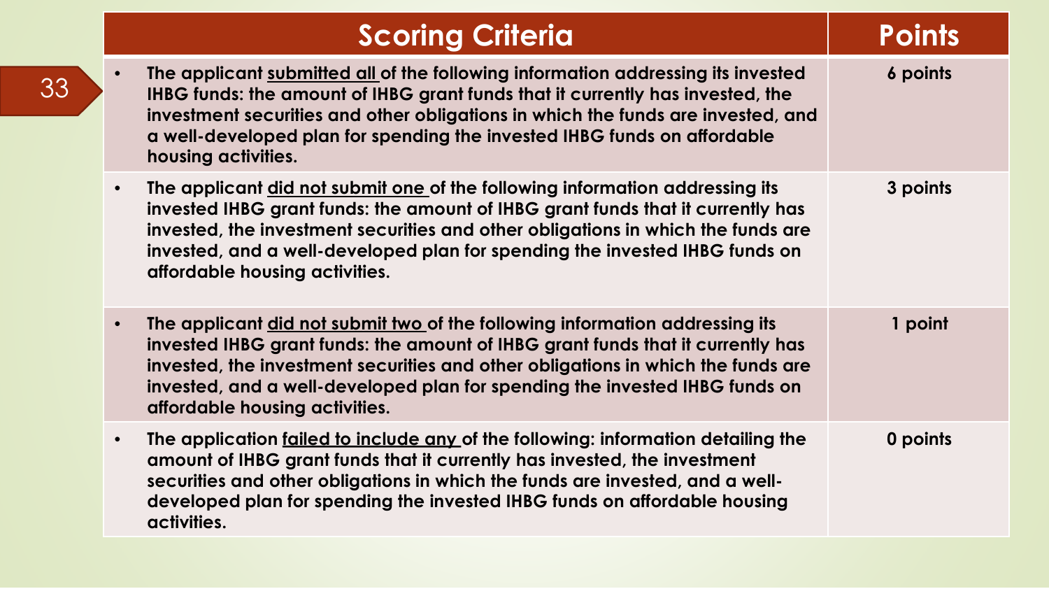| Scoring Criteria | Points |
|---|---|
| The applicant <u>submitted all</u> of the following information addressing its invested IHBG funds: the amount of IHBG grant funds that it currently has invested, the investment securities and other obligations in which the funds are invested, and a well-developed plan for spending the invested IHBG funds on affordable housing activities. | 6 points |
| The applicant <u>did not submit one</u> of the following information addressing its invested IHBG grant funds: the amount of IHBG grant funds that it currently has invested, the investment securities and other obligations in which the funds are invested, and a well-developed plan for spending the invested IHBG funds on affordable housing activities. | 3 points |
| The applicant <u>did not submit two</u> of the following information addressing its invested IHBG grant funds: the amount of IHBG grant funds that it currently has invested, the investment securities and other obligations in which the funds are invested, and a well-developed plan for spending the invested IHBG funds on affordable housing activities. | 1 point |
| The application <u>failed to include any</u> of the following: information detailing the amount of IHBG grant funds that it currently has invested, the investment securities and other obligations in which the funds are invested, and a well-developed plan for spending the invested IHBG funds on affordable housing activities. | 0 points |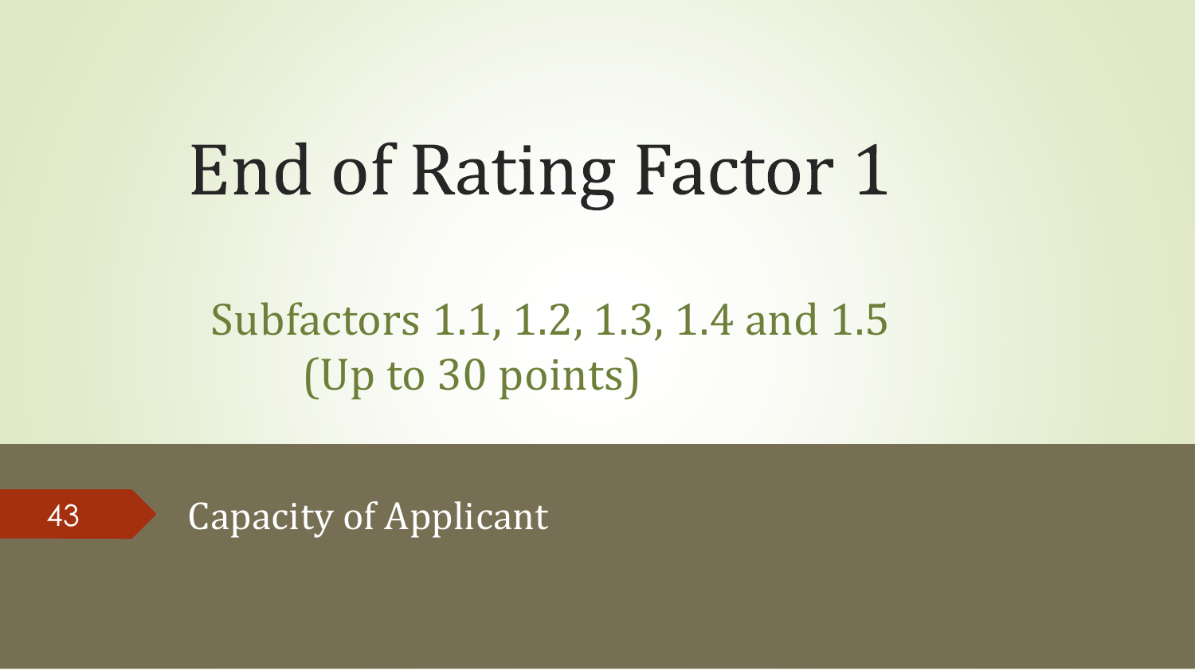# End of Rating Factor 1

Subfactors 1.1, 1.2, 1.3, 1.4 and 1.5
(Up to 30 points)

Capacity of Applicant